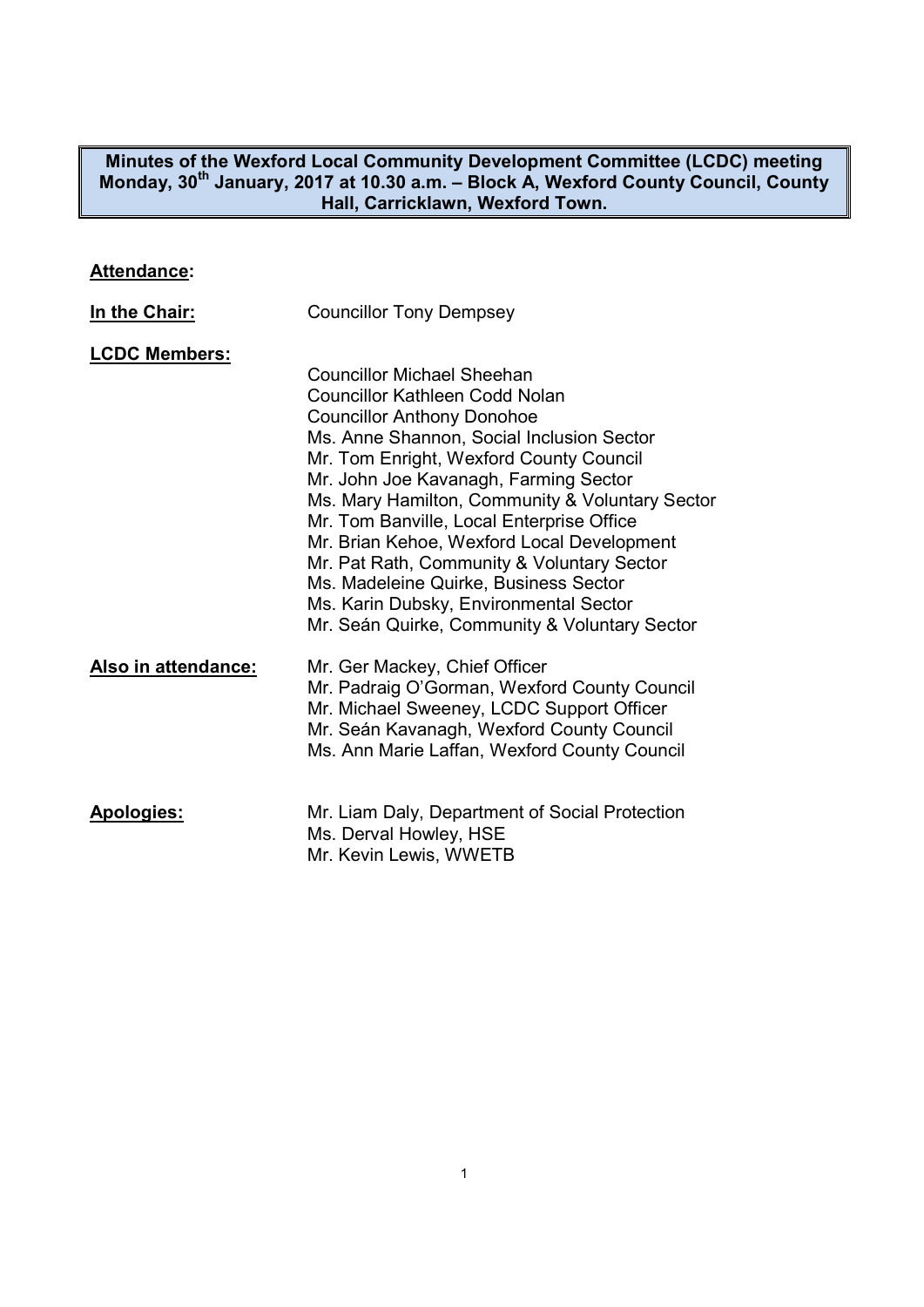**Minutes of the Wexford Local Community Development Committee (LCDC) meeting Monday, 30th January, 2017 at 10.30 a.m. – Block A, Wexford County Council, County Hall, Carricklawn, Wexford Town.**

**<u>Attendance</u>:**

**<u>In the Chair:</u>** Councillor Tony Dempsey

**<u>LCDC Members:</u>**

Councillor Michael Sheehan
Councillor Kathleen Codd Nolan
Councillor Anthony Donohoe
Ms. Anne Shannon, Social Inclusion Sector
Mr. Tom Enright, Wexford County Council
Mr. John Joe Kavanagh, Farming Sector
Ms. Mary Hamilton, Community & Voluntary Sector
Mr. Tom Banville, Local Enterprise Office
Mr. Brian Kehoe, Wexford Local Development
Mr. Pat Rath, Community & Voluntary Sector
Ms. Madeleine Quirke, Business Sector
Ms. Karin Dubsky, Environmental Sector
Mr. Seán Quirke, Community & Voluntary Sector

**<u>Also in attendance:</u>**

Mr. Ger Mackey, Chief Officer
Mr. Padraig O'Gorman, Wexford County Council
Mr. Michael Sweeney, LCDC Support Officer
Mr. Seán Kavanagh, Wexford County Council
Ms. Ann Marie Laffan, Wexford County Council

**<u>Apologies:</u>**

Mr. Liam Daly, Department of Social Protection
Ms. Derval Howley, HSE
Mr. Kevin Lewis, WWETB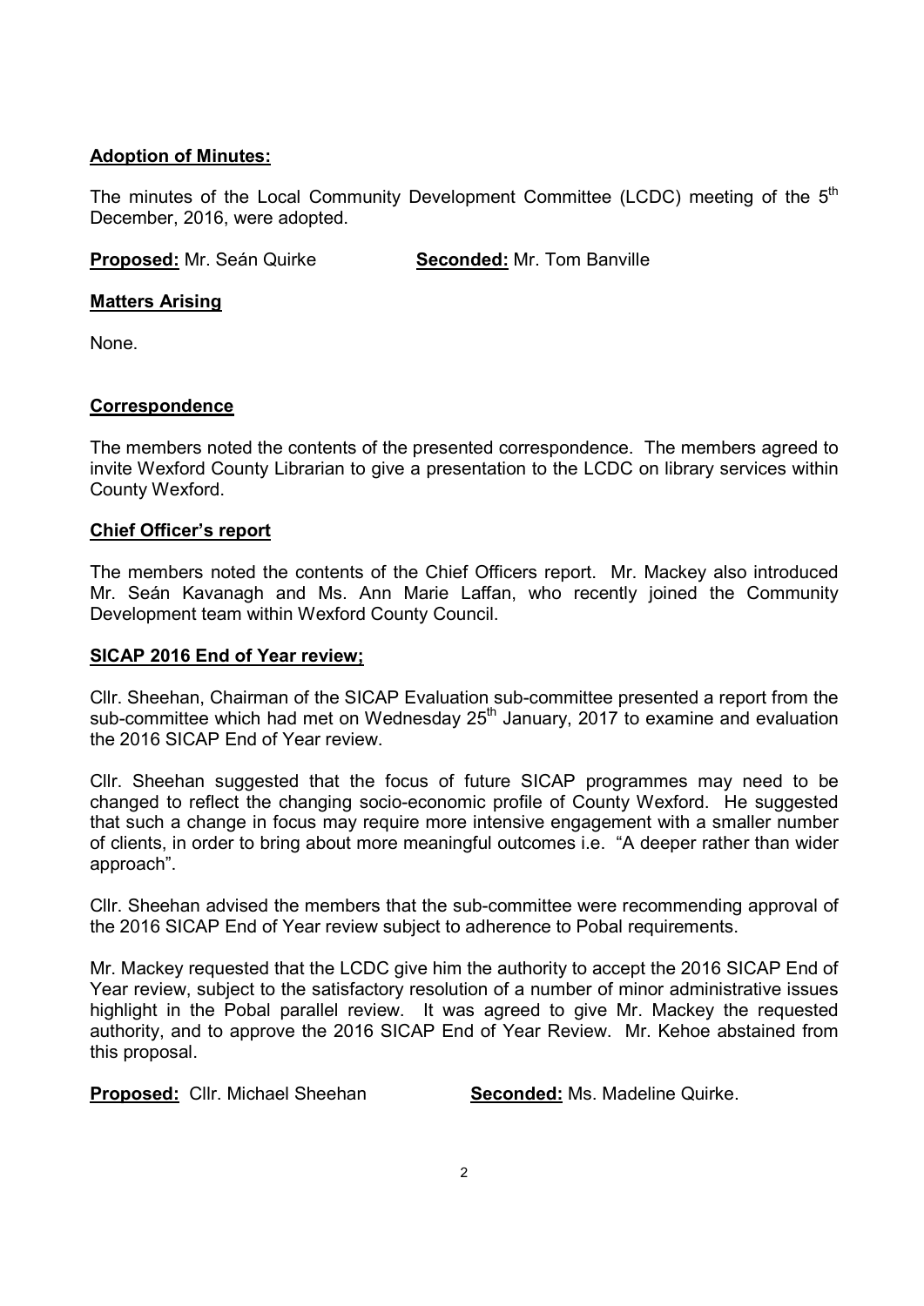**Adoption of Minutes:**

The minutes of the Local Community Development Committee (LCDC) meeting of the 5th December, 2016, were adopted.

**Proposed:** Mr. Seán Quirke **Seconded:** Mr. Tom Banville

**Matters Arising**

None.

**Correspondence**

The members noted the contents of the presented correspondence. The members agreed to invite Wexford County Librarian to give a presentation to the LCDC on library services within County Wexford.

**Chief Officer's report**

The members noted the contents of the Chief Officers report. Mr. Mackey also introduced Mr. Seán Kavanagh and Ms. Ann Marie Laffan, who recently joined the Community Development team within Wexford County Council.

**SICAP 2016 End of Year review;**

Cllr. Sheehan, Chairman of the SICAP Evaluation sub-committee presented a report from the sub-committee which had met on Wednesday 25th January, 2017 to examine and evaluation the 2016 SICAP End of Year review.

Cllr. Sheehan suggested that the focus of future SICAP programmes may need to be changed to reflect the changing socio-economic profile of County Wexford. He suggested that such a change in focus may require more intensive engagement with a smaller number of clients, in order to bring about more meaningful outcomes i.e. "A deeper rather than wider approach".

Cllr. Sheehan advised the members that the sub-committee were recommending approval of the 2016 SICAP End of Year review subject to adherence to Pobal requirements.

Mr. Mackey requested that the LCDC give him the authority to accept the 2016 SICAP End of Year review, subject to the satisfactory resolution of a number of minor administrative issues highlight in the Pobal parallel review. It was agreed to give Mr. Mackey the requested authority, and to approve the 2016 SICAP End of Year Review. Mr. Kehoe abstained from this proposal.

**Proposed:** Cllr. Michael Sheehan **Seconded:** Ms. Madeline Quirke.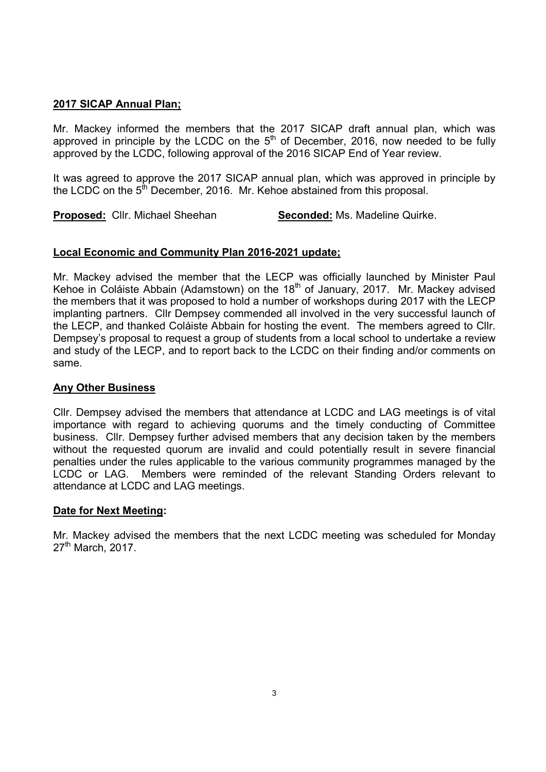**2017 SICAP Annual Plan;**

Mr. Mackey informed the members that the 2017 SICAP draft annual plan, which was approved in principle by the LCDC on the 5th of December, 2016, now needed to be fully approved by the LCDC, following approval of the 2016 SICAP End of Year review.

It was agreed to approve the 2017 SICAP annual plan, which was approved in principle by the LCDC on the 5th December, 2016. Mr. Kehoe abstained from this proposal.

**Proposed:** Cllr. Michael Sheehan **Seconded:** Ms. Madeline Quirke.

**Local Economic and Community Plan 2016-2021 update;**

Mr. Mackey advised the member that the LECP was officially launched by Minister Paul Kehoe in Coláiste Abbain (Adamstown) on the 18th of January, 2017. Mr. Mackey advised the members that it was proposed to hold a number of workshops during 2017 with the LECP implanting partners. Cllr Dempsey commended all involved in the very successful launch of the LECP, and thanked Coláiste Abbain for hosting the event. The members agreed to Cllr. Dempsey's proposal to request a group of students from a local school to undertake a review and study of the LECP, and to report back to the LCDC on their finding and/or comments on same.

**Any Other Business**

Cllr. Dempsey advised the members that attendance at LCDC and LAG meetings is of vital importance with regard to achieving quorums and the timely conducting of Committee business. Cllr. Dempsey further advised members that any decision taken by the members without the requested quorum are invalid and could potentially result in severe financial penalties under the rules applicable to the various community programmes managed by the LCDC or LAG. Members were reminded of the relevant Standing Orders relevant to attendance at LCDC and LAG meetings.

**Date for Next Meeting:**

Mr. Mackey advised the members that the next LCDC meeting was scheduled for Monday 27th March, 2017.